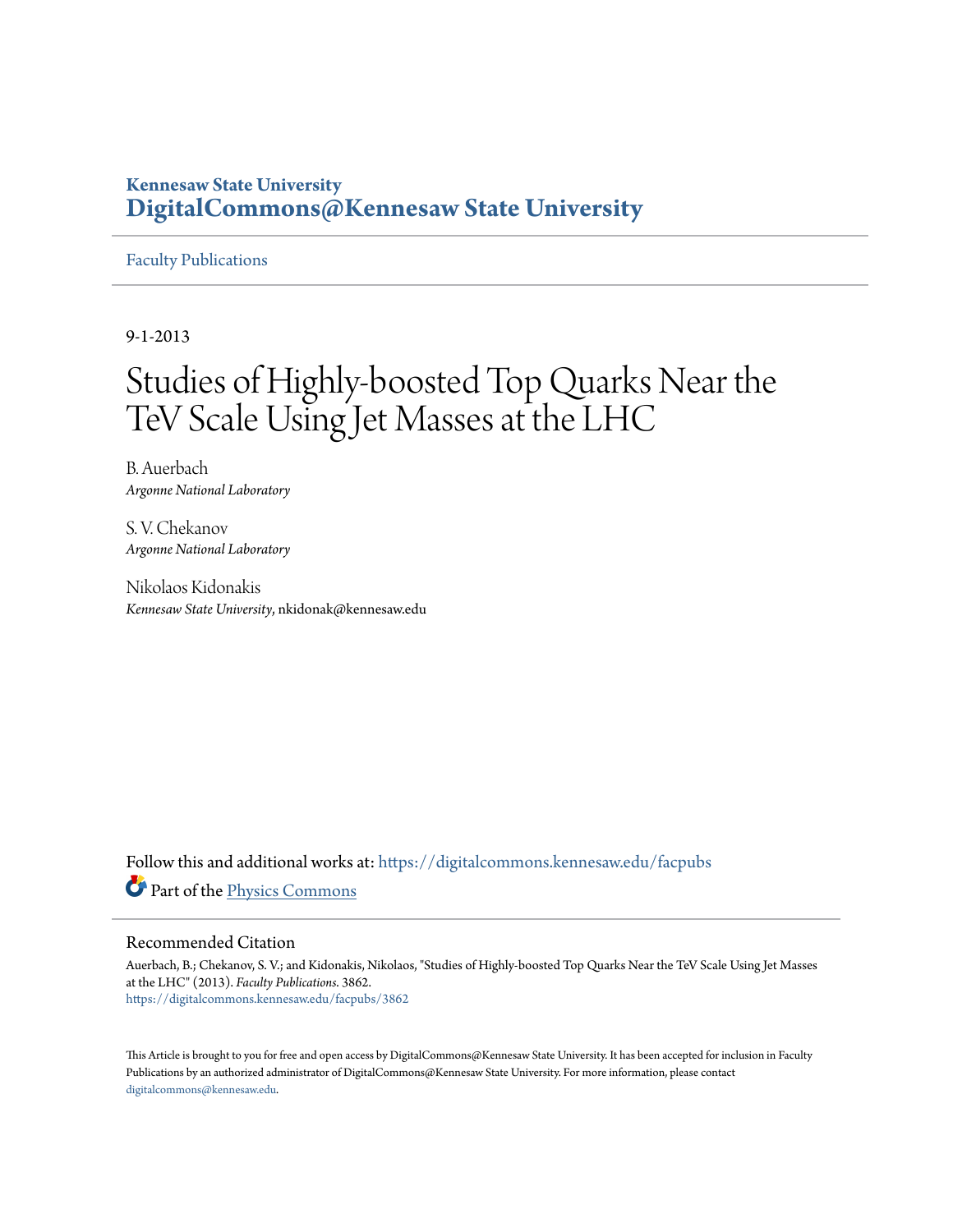**Kennesaw State University**
**DigitalCommons@Kennesaw State University**

Faculty Publications

9-1-2013

# Studies of Highly-boosted Top Quarks Near the TeV Scale Using Jet Masses at the LHC

B. Auerbach
*Argonne National Laboratory*

S. V. Chekanov
*Argonne National Laboratory*

Nikolaos Kidonakis
*Kennesaw State University*, nkidonak@kennesaw.edu

Follow this and additional works at: https://digitalcommons.kennesaw.edu/facpubs

Part of the Physics Commons

## Recommended Citation

Auerbach, B.; Chekanov, S. V.; and Kidonakis, Nikolaos, "Studies of Highly-boosted Top Quarks Near the TeV Scale Using Jet Masses at the LHC" (2013). *Faculty Publications*. 3862.
https://digitalcommons.kennesaw.edu/facpubs/3862

This Article is brought to you for free and open access by DigitalCommons@Kennesaw State University. It has been accepted for inclusion in Faculty Publications by an authorized administrator of DigitalCommons@Kennesaw State University. For more information, please contact digitalcommons@kennesaw.edu.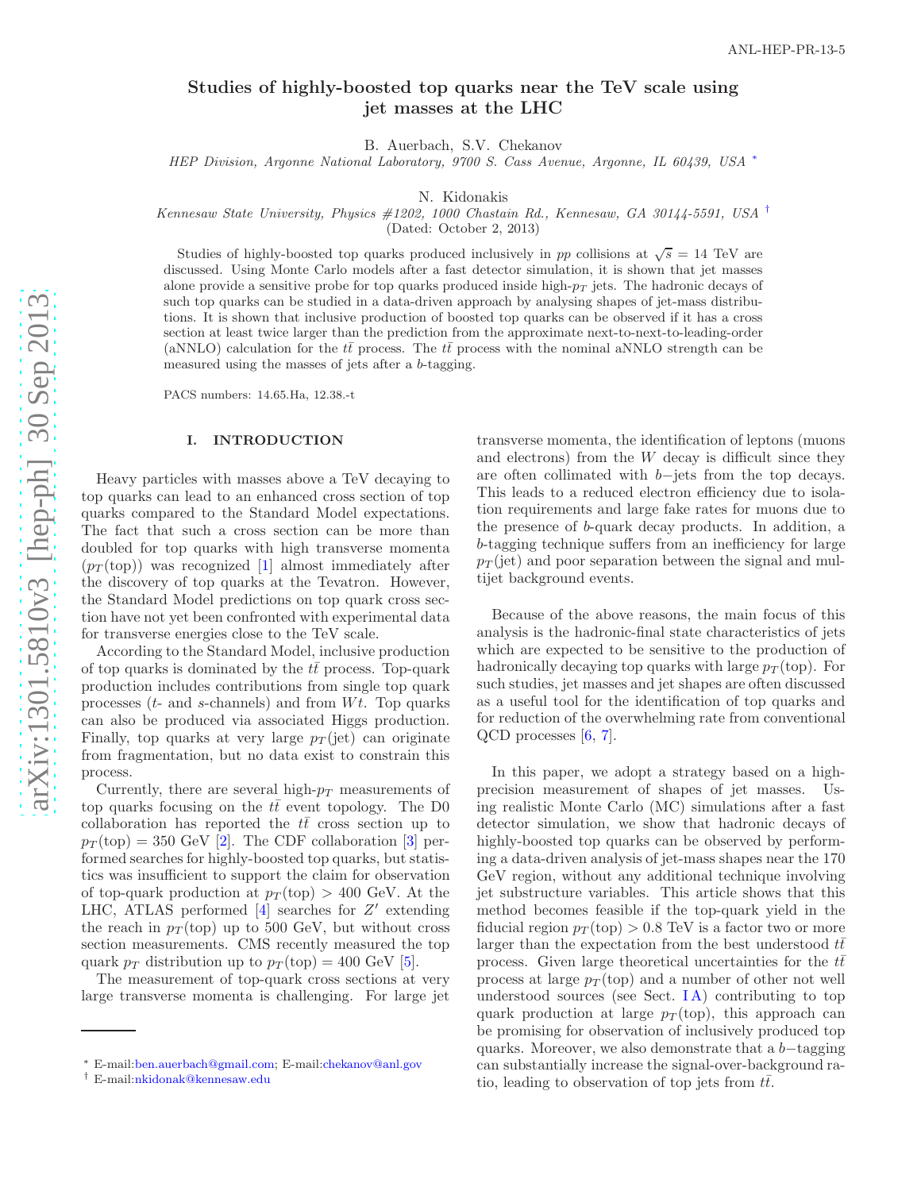ANL-HEP-PR-13-5

# Studies of highly-boosted top quarks near the TeV scale using jet masses at the LHC

B. Auerbach, S.V. Chekanov

*HEP Division, Argonne National Laboratory, 9700 S. Cass Avenue, Argonne, IL 60439, USA* [*]

N. Kidonakis

*Kennesaw State University, Physics #1202, 1000 Chastain Rd., Kennesaw, GA 30144-5591, USA* [†]

(Dated: October 2, 2013)

Studies of highly-boosted top quarks produced inclusively in $pp$ collisions at $\sqrt{s} = 14$ TeV are discussed. Using Monte Carlo models after a fast detector simulation, it is shown that jet masses alone provide a sensitive probe for top quarks produced inside high-$p_T$ jets. The hadronic decays of such top quarks can be studied in a data-driven approach by analysing shapes of jet-mass distributions. It is shown that inclusive production of boosted top quarks can be observed if it has a cross section at least twice larger than the prediction from the approximate next-to-next-to-leading-order (aNNLO) calculation for the $t\bar{t}$ process. The $t\bar{t}$ process with the nominal aNNLO strength can be measured using the masses of jets after a $b$-tagging.

PACS numbers: 14.65.Ha, 12.38.-t

## I. INTRODUCTION

Heavy particles with masses above a TeV decaying to top quarks can lead to an enhanced cross section of top quarks compared to the Standard Model expectations. The fact that such a cross section can be more than doubled for top quarks with high transverse momenta ($p_T$(top)) was recognized [1] almost immediately after the discovery of top quarks at the Tevatron. However, the Standard Model predictions on top quark cross section have not yet been confronted with experimental data for transverse energies close to the TeV scale.

According to the Standard Model, inclusive production of top quarks is dominated by the $t\bar{t}$ process. Top-quark production includes contributions from single top quark processes ($t$- and $s$-channels) and from $Wt$. Top quarks can also be produced via associated Higgs production. Finally, top quarks at very large $p_T$(jet) can originate from fragmentation, but no data exist to constrain this process.

Currently, there are several high-$p_T$ measurements of top quarks focusing on the $t\bar{t}$ event topology. The D0 collaboration has reported the $t\bar{t}$ cross section up to $p_T$(top) = 350 GeV [2]. The CDF collaboration [3] performed searches for highly-boosted top quarks, but statistics was insufficient to support the claim for observation of top-quark production at $p_T$(top) > 400 GeV. At the LHC, ATLAS performed [4] searches for $Z'$ extending the reach in $p_T$(top) up to 500 GeV, but without cross section measurements. CMS recently measured the top quark $p_T$ distribution up to $p_T$(top) = 400 GeV [5].

The measurement of top-quark cross sections at very large transverse momenta is challenging. For large jet transverse momenta, the identification of leptons (muons and electrons) from the $W$ decay is difficult since they are often collimated with $b-$jets from the top decays. This leads to a reduced electron efficiency due to isolation requirements and large fake rates for muons due to the presence of $b$-quark decay products. In addition, a $b$-tagging technique suffers from an inefficiency for large $p_T$(jet) and poor separation between the signal and multijet background events.

Because of the above reasons, the main focus of this analysis is the hadronic-final state characteristics of jets which are expected to be sensitive to the production of hadronically decaying top quarks with large $p_T$(top). For such studies, jet masses and jet shapes are often discussed as a useful tool for the identification of top quarks and for reduction of the overwhelming rate from conventional QCD processes [6, 7].

In this paper, we adopt a strategy based on a high-precision measurement of shapes of jet masses. Using realistic Monte Carlo (MC) simulations after a fast detector simulation, we show that hadronic decays of highly-boosted top quarks can be observed by performing a data-driven analysis of jet-mass shapes near the 170 GeV region, without any additional technique involving jet substructure variables. This article shows that this method becomes feasible if the top-quark yield in the fiducial region $p_T$(top) > 0.8 TeV is a factor two or more larger than the expectation from the best understood $t\bar{t}$ process. Given large theoretical uncertainties for the $t\bar{t}$ process at large $p_T$(top) and a number of other not well understood sources (see Sect. I A) contributing to top quark production at large $p_T$(top), this approach can be promising for observation of inclusively produced top quarks. Moreover, we also demonstrate that a $b-$tagging can substantially increase the signal-over-background ratio, leading to observation of top jets from $t\bar{t}$.

[*] E-mail:ben.auerbach@gmail.com; E-mail:chekanov@anl.gov

[†] E-mail:nkidonak@kennesaw.edu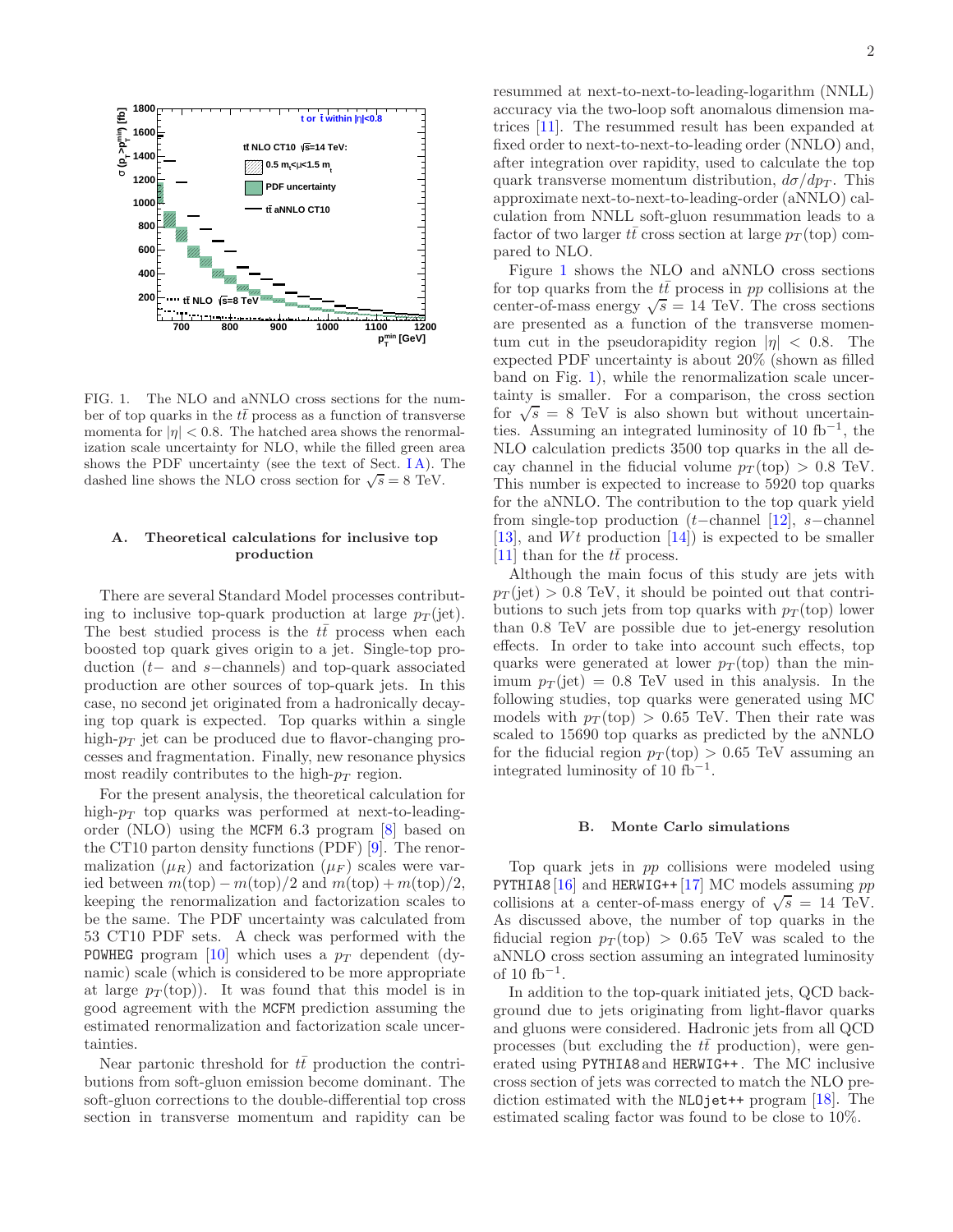FIG. 1. The NLO and aNNLO cross sections for the number of top quarks in the $t\bar{t}$ process as a function of transverse momenta for $|\eta| < 0.8$. The hatched area shows the renormalization scale uncertainty for NLO, while the filled green area shows the PDF uncertainty (see the text of Sect. I A). The dashed line shows the NLO cross section for $\sqrt{s} = 8$ TeV.

### A. Theoretical calculations for inclusive top production

There are several Standard Model processes contributing to inclusive top-quark production at large $p_T$(jet). The best studied process is the $t\bar{t}$ process when each boosted top quark gives origin to a jet. Single-top production ($t-$ and $s-$channels) and top-quark associated production are other sources of top-quark jets. In this case, no second jet originated from a hadronically decaying top quark is expected. Top quarks within a single high-$p_T$ jet can be produced due to flavor-changing processes and fragmentation. Finally, new resonance physics most readily contributes to the high-$p_T$ region.

For the present analysis, the theoretical calculation for high-$p_T$ top quarks was performed at next-to-leading-order (NLO) using the MCFM 6.3 program [8] based on the CT10 parton density functions (PDF) [9]. The renormalization ($\mu_R$) and factorization ($\mu_F$) scales were varied between $m(\mathrm{top}) - m(\mathrm{top})/2$ and $m(\mathrm{top}) + m(\mathrm{top})/2$, keeping the renormalization and factorization scales to be the same. The PDF uncertainty was calculated from 53 CT10 PDF sets. A check was performed with the POWHEG program [10] which uses a $p_T$ dependent (dynamic) scale (which is considered to be more appropriate at large $p_T$(top)). It was found that this model is in good agreement with the MCFM prediction assuming the estimated renormalization and factorization scale uncertainties.

Near partonic threshold for $t\bar{t}$ production the contributions from soft-gluon emission become dominant. The soft-gluon corrections to the double-differential top cross section in transverse momentum and rapidity can be resummed at next-to-next-to-leading-logarithm (NNLL) accuracy via the two-loop soft anomalous dimension matrices [11]. The resummed result has been expanded at fixed order to next-to-next-to-leading order (NNLO) and, after integration over rapidity, used to calculate the top quark transverse momentum distribution, $d\sigma/dp_T$. This approximate next-to-next-to-leading-order (aNNLO) calculation from NNLL soft-gluon resummation leads to a factor of two larger $t\bar{t}$ cross section at large $p_T$(top) compared to NLO.

Figure 1 shows the NLO and aNNLO cross sections for top quarks from the $t\bar{t}$ process in $pp$ collisions at the center-of-mass energy $\sqrt{s} = 14$ TeV. The cross sections are presented as a function of the transverse momentum cut in the pseudorapidity region $|\eta| < 0.8$. The expected PDF uncertainty is about 20% (shown as filled band on Fig. 1), while the renormalization scale uncertainty is smaller. For a comparison, the cross section for $\sqrt{s} = 8$ TeV is also shown but without uncertainties. Assuming an integrated luminosity of 10 fb$^{-1}$, the NLO calculation predicts 3500 top quarks in the all decay channel in the fiducial volume $p_T(\mathrm{top}) > 0.8$ TeV. This number is expected to increase to 5920 top quarks for the aNNLO. The contribution to the top quark yield from single-top production ($t-$channel [12], $s-$channel [13], and $Wt$ production [14]) is expected to be smaller [11] than for the $t\bar{t}$ process.

Although the main focus of this study are jets with $p_T(\mathrm{jet}) > 0.8$ TeV, it should be pointed out that contributions to such jets from top quarks with $p_T$(top) lower than 0.8 TeV are possible due to jet-energy resolution effects. In order to take into account such effects, top quarks were generated at lower $p_T$(top) than the minimum $p_T(\mathrm{jet}) = 0.8$ TeV used in this analysis. In the following studies, top quarks were generated using MC models with $p_T(\mathrm{top}) > 0.65$ TeV. Then their rate was scaled to 15690 top quarks as predicted by the aNNLO for the fiducial region $p_T(\mathrm{top}) > 0.65$ TeV assuming an integrated luminosity of 10 fb$^{-1}$.

### B. Monte Carlo simulations

Top quark jets in $pp$ collisions were modeled using PYTHIA8 [16] and HERWIG++ [17] MC models assuming $pp$ collisions at a center-of-mass energy of $\sqrt{s} = 14$ TeV. As discussed above, the number of top quarks in the fiducial region $p_T(\mathrm{top}) > 0.65$ TeV was scaled to the aNNLO cross section assuming an integrated luminosity of 10 fb$^{-1}$.

In addition to the top-quark initiated jets, QCD background due to jets originating from light-flavor quarks and gluons were considered. Hadronic jets from all QCD processes (but excluding the $t\bar{t}$ production), were generated using PYTHIA8 and HERWIG++. The MC inclusive cross section of jets was corrected to match the NLO prediction estimated with the NLOjet++ program [18]. The estimated scaling factor was found to be close to 10%.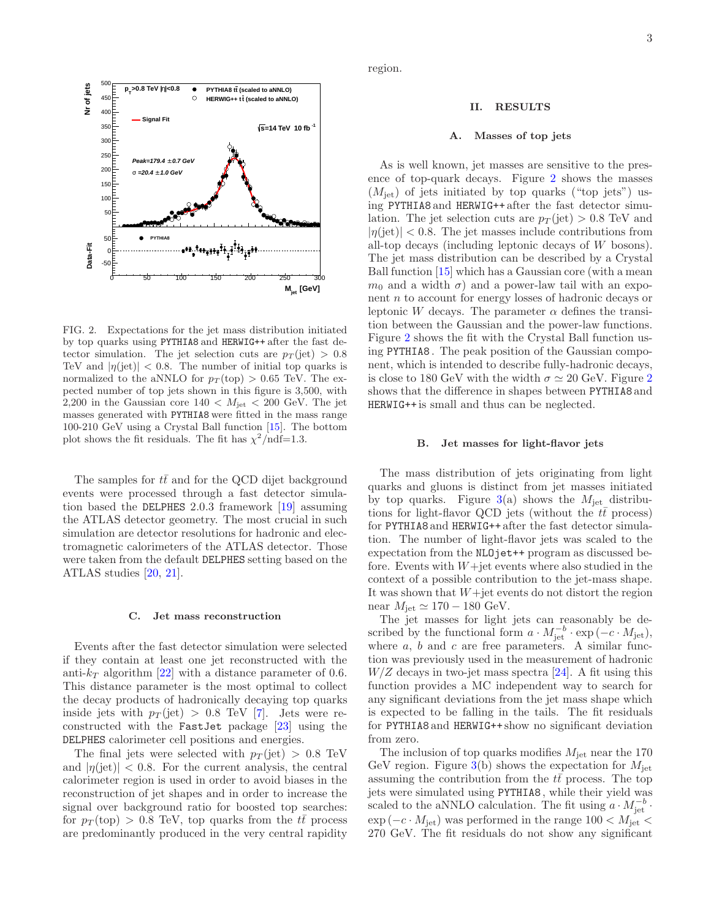FIG. 2. Expectations for the jet mass distribution initiated by top quarks using PYTHIA8 and HERWIG++ after the fast detector simulation. The jet selection cuts are $p_T(\text{jet}) > 0.8$ TeV and $|\eta(\text{jet})| < 0.8$. The number of initial top quarks is normalized to the aNNLO for $p_T(\text{top}) > 0.65$ TeV. The expected number of top jets shown in this figure is 3,500, with 2,200 in the Gaussian core $140 < M_{\text{jet}} < 200$ GeV. The jet masses generated with PYTHIA8 were fitted in the mass range 100-210 GeV using a Crystal Ball function [15]. The bottom plot shows the fit residuals. The fit has $\chi^2/\text{ndf}=1.3$.

The samples for $t\bar{t}$ and for the QCD dijet background events were processed through a fast detector simulation based the DELPHES 2.0.3 framework [19] assuming the ATLAS detector geometry. The most crucial in such simulation are detector resolutions for hadronic and electromagnetic calorimeters of the ATLAS detector. Those were taken from the default DELPHES setting based on the ATLAS studies [20, 21].

### C. Jet mass reconstruction

Events after the fast detector simulation were selected if they contain at least one jet reconstructed with the anti-$k_T$ algorithm [22] with a distance parameter of 0.6. This distance parameter is the most optimal to collect the decay products of hadronically decaying top quarks inside jets with $p_T(\text{jet}) > 0.8$ TeV [7]. Jets were reconstructed with the FastJet package [23] using the DELPHES calorimeter cell positions and energies.

The final jets were selected with $p_T(\text{jet}) > 0.8$ TeV and $|\eta(\text{jet})| < 0.8$. For the current analysis, the central calorimeter region is used in order to avoid biases in the reconstruction of jet shapes and in order to increase the signal over background ratio for boosted top searches: for $p_T(\text{top}) > 0.8$ TeV, top quarks from the $t\bar{t}$ process are predominantly produced in the very central rapidity region.

## II. RESULTS

### A. Masses of top jets

As is well known, jet masses are sensitive to the presence of top-quark decays. Figure 2 shows the masses ($M_{\text{jet}}$) of jets initiated by top quarks ("top jets") using PYTHIA8 and HERWIG++ after the fast detector simulation. The jet selection cuts are $p_T(\text{jet}) > 0.8$ TeV and $|\eta(\text{jet})| < 0.8$. The jet masses include contributions from all-top decays (including leptonic decays of $W$ bosons). The jet mass distribution can be described by a Crystal Ball function [15] which has a Gaussian core (with a mean $m_0$ and a width $\sigma$) and a power-law tail with an exponent $n$ to account for energy losses of hadronic decays or leptonic $W$ decays. The parameter $\alpha$ defines the transition between the Gaussian and the power-law functions. Figure 2 shows the fit with the Crystal Ball function using PYTHIA8. The peak position of the Gaussian component, which is intended to describe fully-hadronic decays, is close to 180 GeV with the width $\sigma \simeq 20$ GeV. Figure 2 shows that the difference in shapes between PYTHIA8 and HERWIG++ is small and thus can be neglected.

### B. Jet masses for light-flavor jets

The mass distribution of jets originating from light quarks and gluons is distinct from jet masses initiated by top quarks. Figure 3(a) shows the $M_{\text{jet}}$ distributions for light-flavor QCD jets (without the $t\bar{t}$ process) for PYTHIA8 and HERWIG++ after the fast detector simulation. The number of light-flavor jets was scaled to the expectation from the NLOjet++ program as discussed before. Events with $W$+jet events where also studied in the context of a possible contribution to the jet-mass shape. It was shown that $W$+jet events do not distort the region near $M_{\text{jet}} \simeq 170 - 180$ GeV.

The jet masses for light jets can reasonably be described by the functional form $a \cdot M_{\text{jet}}^{-b} \cdot \exp(-c \cdot M_{\text{jet}})$, where $a$, $b$ and $c$ are free parameters. A similar function was previously used in the measurement of hadronic $W/Z$ decays in two-jet mass spectra [24]. A fit using this function provides a MC independent way to search for any significant deviations from the jet mass shape which is expected to be falling in the tails. The fit residuals for PYTHIA8 and HERWIG++ show no significant deviation from zero.

The inclusion of top quarks modifies $M_{\text{jet}}$ near the 170 GeV region. Figure 3(b) shows the expectation for $M_{\text{jet}}$ assuming the contribution from the $t\bar{t}$ process. The top jets were simulated using PYTHIA8, while their yield was scaled to the aNNLO calculation. The fit using $a \cdot M_{\text{jet}}^{-b} \cdot \exp(-c \cdot M_{\text{jet}})$ was performed in the range $100 < M_{\text{jet}} < 270$ GeV. The fit residuals do not show any significant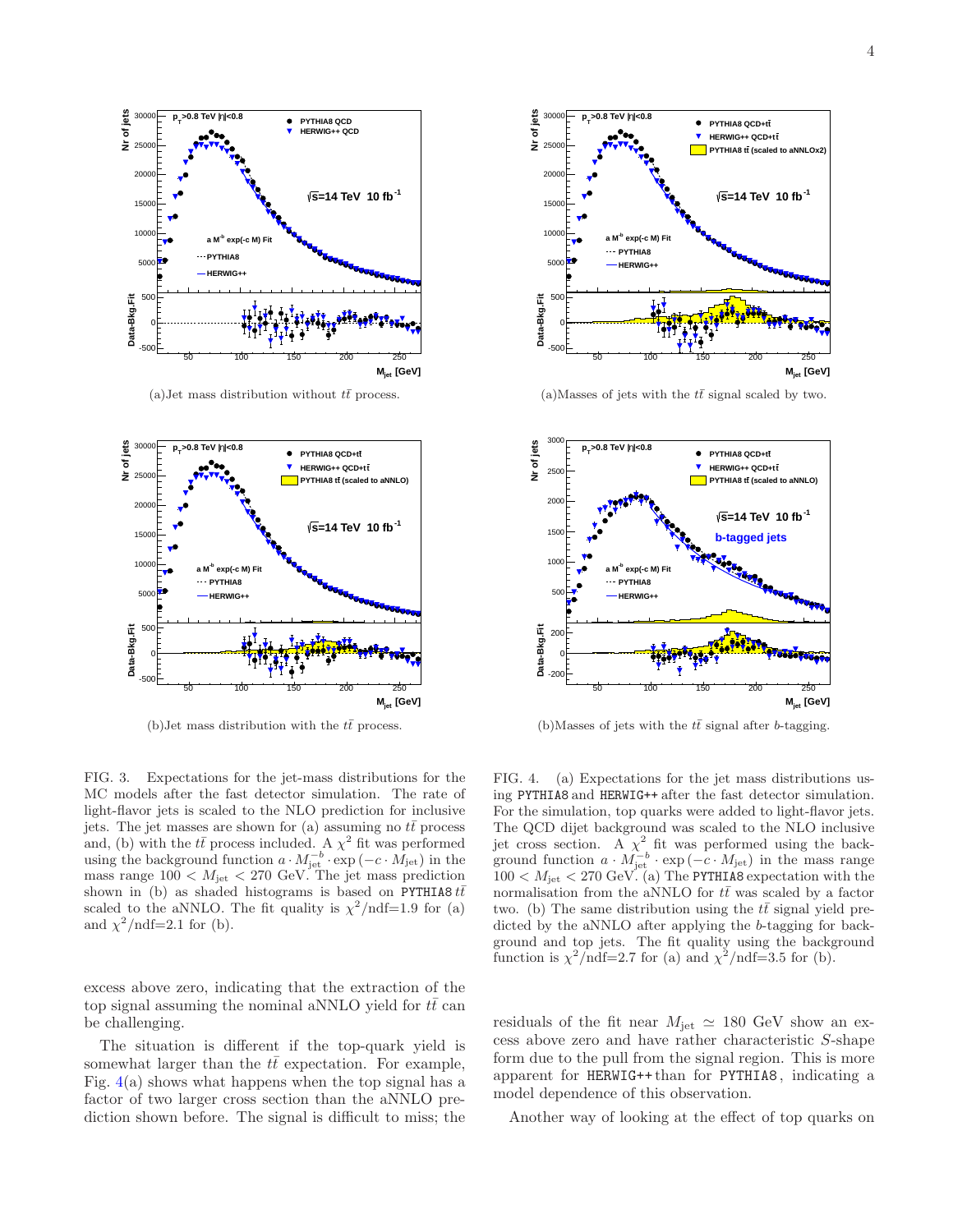(a)Jet mass distribution without $t\bar{t}$ process.

(b)Jet mass distribution with the $t\bar{t}$ process.

FIG. 3. Expectations for the jet-mass distributions for the MC models after the fast detector simulation. The rate of light-flavor jets is scaled to the NLO prediction for inclusive jets. The jet masses are shown for (a) assuming no $t\bar{t}$ process and, (b) with the $t\bar{t}$ process included. A $\chi^2$ fit was performed using the background function $a \cdot M_{\rm jet}^{-b} \cdot \exp(-c \cdot M_{\rm jet})$ in the mass range $100 < M_{\rm jet} < 270$ GeV. The jet mass prediction shown in (b) as shaded histograms is based on PYTHIA8 $t\bar{t}$ scaled to the aNNLO. The fit quality is $\chi^2$/ndf=1.9 for (a) and $\chi^2$/ndf=2.1 for (b).

excess above zero, indicating that the extraction of the top signal assuming the nominal aNNLO yield for $t\bar{t}$ can be challenging.

The situation is different if the top-quark yield is somewhat larger than the $t\bar{t}$ expectation. For example, Fig. 4(a) shows what happens when the top signal has a factor of two larger cross section than the aNNLO prediction shown before. The signal is difficult to miss; the residuals of the fit near $M_{\rm jet} \simeq 180$ GeV show an excess above zero and have rather characteristic $S$-shape form due to the pull from the signal region. This is more apparent for HERWIG++ than for PYTHIA8, indicating a model dependence of this observation.

Another way of looking at the effect of top quarks on

(a)Masses of jets with the $t\bar{t}$ signal scaled by two.

(b)Masses of jets with the $t\bar{t}$ signal after $b$-tagging.

FIG. 4. (a) Expectations for the jet mass distributions using PYTHIA8 and HERWIG++ after the fast detector simulation. For the simulation, top quarks were added to light-flavor jets. The QCD dijet background was scaled to the NLO inclusive jet cross section. A $\chi^2$ fit was performed using the background function $a \cdot M_{\rm jet}^{-b} \cdot \exp(-c \cdot M_{\rm jet})$ in the mass range $100 < M_{\rm jet} < 270$ GeV. (a) The PYTHIA8 expectation with the normalisation from the aNNLO for $t\bar{t}$ was scaled by a factor two. (b) The same distribution using the $t\bar{t}$ signal yield predicted by the aNNLO after applying the $b$-tagging for background and top jets. The fit quality using the background function is $\chi^2$/ndf=2.7 for (a) and $\chi^2$/ndf=3.5 for (b).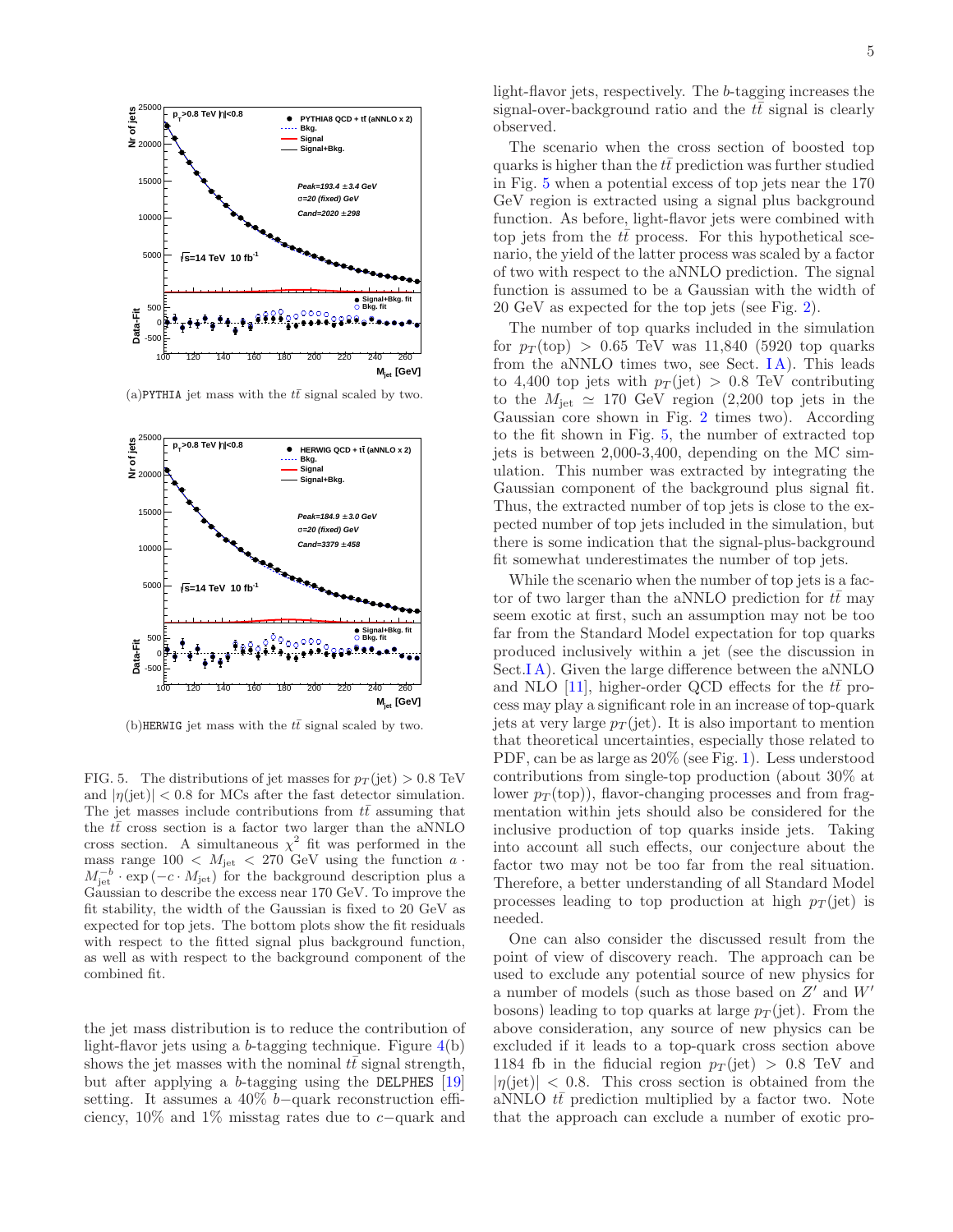(a)PYTHIA jet mass with the $t\bar{t}$ signal scaled by two.

(b)HERWIG jet mass with the $t\bar{t}$ signal scaled by two.

FIG. 5. The distributions of jet masses for $p_T(\text{jet}) > 0.8$ TeV and $|\eta(\text{jet})| < 0.8$ for MCs after the fast detector simulation. The jet masses include contributions from $t\bar{t}$ assuming that the $t\bar{t}$ cross section is a factor two larger than the aNNLO cross section. A simultaneous $\chi^2$ fit was performed in the mass range $100 < M_{\text{jet}} < 270$ GeV using the function $a \cdot M_{\text{jet}}^{-b} \cdot \exp(-c \cdot M_{\text{jet}})$ for the background description plus a Gaussian to describe the excess near 170 GeV. To improve the fit stability, the width of the Gaussian is fixed to 20 GeV as expected for top jets. The bottom plots show the fit residuals with respect to the fitted signal plus background function, as well as with respect to the background component of the combined fit.

the jet mass distribution is to reduce the contribution of light-flavor jets using a $b$-tagging technique. Figure 4(b) shows the jet masses with the nominal $t\bar{t}$ signal strength, but after applying a $b$-tagging using the DELPHES [19] setting. It assumes a 40% $b-$quark reconstruction efficiency, 10% and 1% misstag rates due to $c-$quark and light-flavor jets, respectively. The $b$-tagging increases the signal-over-background ratio and the $t\bar{t}$ signal is clearly observed.

The scenario when the cross section of boosted top quarks is higher than the $t\bar{t}$ prediction was further studied in Fig. 5 when a potential excess of top jets near the 170 GeV region is extracted using a signal plus background function. As before, light-flavor jets were combined with top jets from the $t\bar{t}$ process. For this hypothetical scenario, the yield of the latter process was scaled by a factor of two with respect to the aNNLO prediction. The signal function is assumed to be a Gaussian with the width of 20 GeV as expected for the top jets (see Fig. 2).

The number of top quarks included in the simulation for $p_T(\text{top}) > 0.65$ TeV was 11,840 (5920 top quarks from the aNNLO times two, see Sect. I A). This leads to 4,400 top jets with $p_T(\text{jet}) > 0.8$ TeV contributing to the $M_{\text{jet}} \simeq 170$ GeV region (2,200 top jets in the Gaussian core shown in Fig. 2 times two). According to the fit shown in Fig. 5, the number of extracted top jets is between 2,000-3,400, depending on the MC simulation. This number was extracted by integrating the Gaussian component of the background plus signal fit. Thus, the extracted number of top jets is close to the expected number of top jets included in the simulation, but there is some indication that the signal-plus-background fit somewhat underestimates the number of top jets.

While the scenario when the number of top jets is a factor of two larger than the aNNLO prediction for $t\bar{t}$ may seem exotic at first, such an assumption may not be too far from the Standard Model expectation for top quarks produced inclusively within a jet (see the discussion in Sect.I A). Given the large difference between the aNNLO and NLO [11], higher-order QCD effects for the $t\bar{t}$ process may play a significant role in an increase of top-quark jets at very large $p_T(\text{jet})$. It is also important to mention that theoretical uncertainties, especially those related to PDF, can be as large as 20% (see Fig. 1). Less understood contributions from single-top production (about 30% at lower $p_T(\text{top})$), flavor-changing processes and from fragmentation within jets should also be considered for the inclusive production of top quarks inside jets. Taking into account all such effects, our conjecture about the factor two may not be too far from the real situation. Therefore, a better understanding of all Standard Model processes leading to top production at high $p_T(\text{jet})$ is needed.

One can also consider the discussed result from the point of view of discovery reach. The approach can be used to exclude any potential source of new physics for a number of models (such as those based on $Z'$ and $W'$ bosons) leading to top quarks at large $p_T(\text{jet})$. From the above consideration, any source of new physics can be excluded if it leads to a top-quark cross section above 1184 fb in the fiducial region $p_T(\text{jet}) > 0.8$ TeV and $|\eta(\text{jet})| < 0.8$. This cross section is obtained from the aNNLO $t\bar{t}$ prediction multiplied by a factor two. Note that the approach can exclude a number of exotic pro-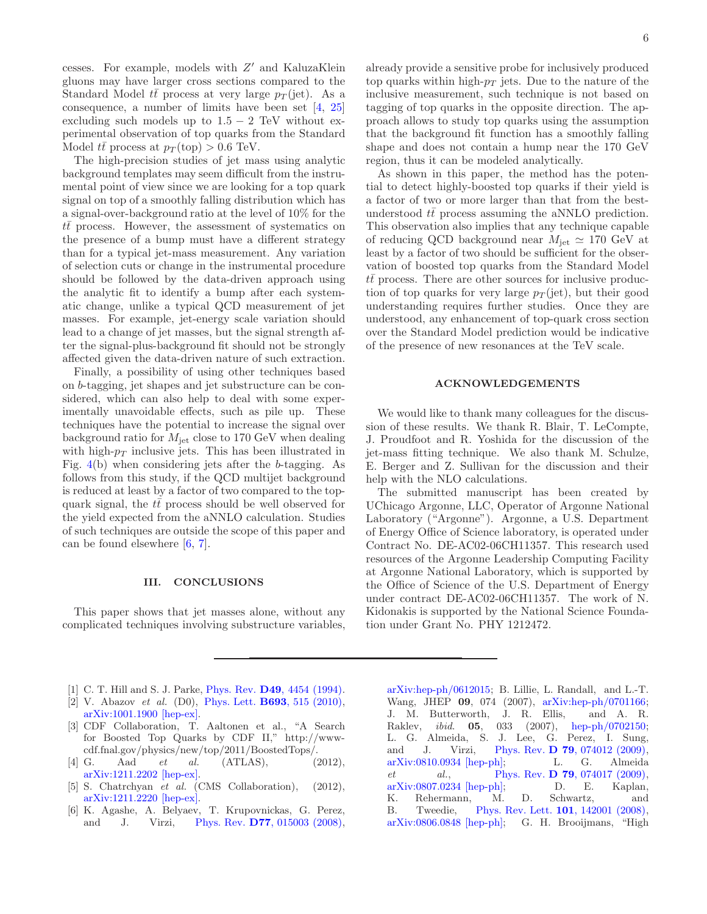cesses. For example, models with $Z'$ and KaluzaKlein gluons may have larger cross sections compared to the Standard Model $t\bar{t}$ process at very large $p_T$(jet). As a consequence, a number of limits have been set [4, 25] excluding such models up to $1.5 - 2$ TeV without experimental observation of top quarks from the Standard Model $t\bar{t}$ process at $p_T(\text{top}) > 0.6$ TeV.

The high-precision studies of jet mass using analytic background templates may seem difficult from the instrumental point of view since we are looking for a top quark signal on top of a smoothly falling distribution which has a signal-over-background ratio at the level of 10% for the $t\bar{t}$ process. However, the assessment of systematics on the presence of a bump must have a different strategy than for a typical jet-mass measurement. Any variation of selection cuts or change in the instrumental procedure should be followed by the data-driven approach using the analytic fit to identify a bump after each systematic change, unlike a typical QCD measurement of jet masses. For example, jet-energy scale variation should lead to a change of jet masses, but the signal strength after the signal-plus-background fit should not be strongly affected given the data-driven nature of such extraction.

Finally, a possibility of using other techniques based on $b$-tagging, jet shapes and jet substructure can be considered, which can also help to deal with some experimentally unavoidable effects, such as pile up. These techniques have the potential to increase the signal over background ratio for $M_{\text{jet}}$ close to 170 GeV when dealing with high-$p_T$ inclusive jets. This has been illustrated in Fig. 4(b) when considering jets after the $b$-tagging. As follows from this study, if the QCD multijet background is reduced at least by a factor of two compared to the top-quark signal, the $t\bar{t}$ process should be well observed for the yield expected from the aNNLO calculation. Studies of such techniques are outside the scope of this paper and can be found elsewhere [6, 7].

## III. CONCLUSIONS

This paper shows that jet masses alone, without any complicated techniques involving substructure variables, already provide a sensitive probe for inclusively produced top quarks within high-$p_T$ jets. Due to the nature of the inclusive measurement, such technique is not based on tagging of top quarks in the opposite direction. The approach allows to study top quarks using the assumption that the background fit function has a smoothly falling shape and does not contain a hump near the 170 GeV region, thus it can be modeled analytically.

As shown in this paper, the method has the potential to detect highly-boosted top quarks if their yield is a factor of two or more larger than that from the best-understood $t\bar{t}$ process assuming the aNNLO prediction. This observation also implies that any technique capable of reducing QCD background near $M_{\text{jet}} \simeq 170$ GeV at least by a factor of two should be sufficient for the observation of boosted top quarks from the Standard Model $t\bar{t}$ process. There are other sources for inclusive production of top quarks for very large $p_T$(jet), but their good understanding requires further studies. Once they are understood, any enhancement of top-quark cross section over the Standard Model prediction would be indicative of the presence of new resonances at the TeV scale.

## ACKNOWLEDGEMENTS

We would like to thank many colleagues for the discussion of these results. We thank R. Blair, T. LeCompte, J. Proudfoot and R. Yoshida for the discussion of the jet-mass fitting technique. We also thank M. Schulze, E. Berger and Z. Sullivan for the discussion and their help with the NLO calculations.

The submitted manuscript has been created by UChicago Argonne, LLC, Operator of Argonne National Laboratory ("Argonne"). Argonne, a U.S. Department of Energy Office of Science laboratory, is operated under Contract No. DE-AC02-06CH11357. This research used resources of the Argonne Leadership Computing Facility at Argonne National Laboratory, which is supported by the Office of Science of the U.S. Department of Energy under contract DE-AC02-06CH11357. The work of N. Kidonakis is supported by the National Science Foundation under Grant No. PHY 1212472.

---

[1] C. T. Hill and S. J. Parke, Phys. Rev. **D49**, 4454 (1994).

[2] V. Abazov *et al.* (D0), Phys. Lett. **B693**, 515 (2010), arXiv:1001.1900 [hep-ex].

[3] CDF Collaboration, T. Aaltonen et al., "A Search for Boosted Top Quarks by CDF II," http://www-cdf.fnal.gov/physics/new/top/2011/BoostedTops/.

[4] G. Aad *et al.* (ATLAS), (2012), arXiv:1211.2202 [hep-ex].

[5] S. Chatrchyan *et al.* (CMS Collaboration), (2012), arXiv:1211.2220 [hep-ex].

[6] K. Agashe, A. Belyaev, T. Krupovnickas, G. Perez, and J. Virzi, Phys. Rev. **D77**, 015003 (2008), arXiv:hep-ph/0612015; B. Lillie, L. Randall, and L.-T. Wang, JHEP **09**, 074 (2007), arXiv:hep-ph/0701166; J. M. Butterworth, J. R. Ellis, and A. R. Raklev, *ibid.* **05**, 033 (2007), hep-ph/0702150; L. G. Almeida, S. J. Lee, G. Perez, I. Sung, and J. Virzi, Phys. Rev. **D 79**, 074012 (2009), arXiv:0810.0934 [hep-ph]; L. G. Almeida *et al.*, Phys. Rev. **D 79**, 074017 (2009), arXiv:0807.0234 [hep-ph]; D. E. Kaplan, K. Rehermann, M. D. Schwartz, and B. Tweedie, Phys. Rev. Lett. **101**, 142001 (2008), arXiv:0806.0848 [hep-ph]; G. H. Brooijmans, "High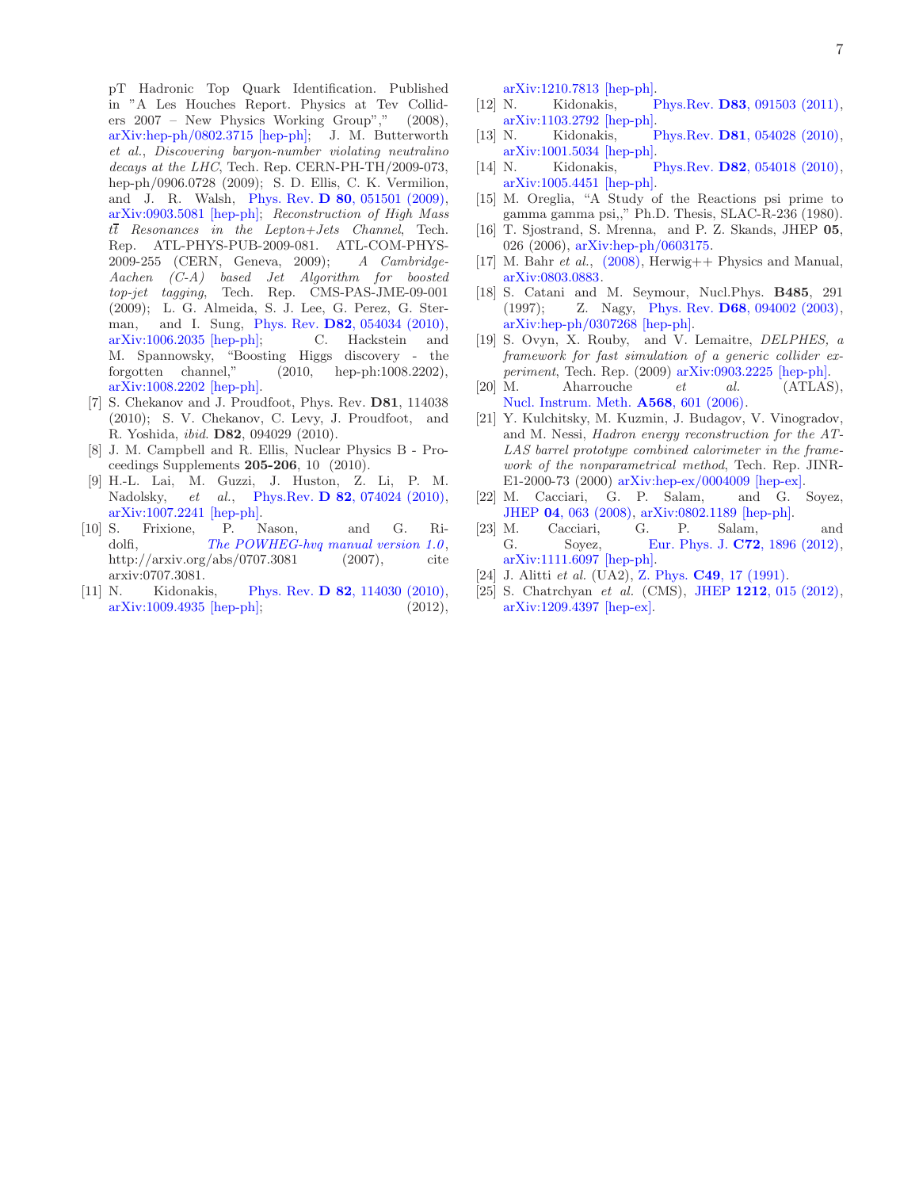pT Hadronic Top Quark Identification. Published in "A Les Houches Report. Physics at Tev Colliders 2007 – New Physics Working Group"," (2008), arXiv:hep-ph/0802.3715 [hep-ph]; J. M. Butterworth *et al.*, *Discovering baryon-number violating neutralino decays at the LHC*, Tech. Rep. CERN-PH-TH/2009-073, hep-ph/0906.0728 (2009); S. D. Ellis, C. K. Vermilion, and J. R. Walsh, Phys. Rev. **D 80**, 051501 (2009), arXiv:0903.5081 [hep-ph]; *Reconstruction of High Mass $t\bar{t}$ Resonances in the Lepton+Jets Channel*, Tech. Rep. ATL-PHYS-PUB-2009-081. ATL-COM-PHYS-2009-255 (CERN, Geneva, 2009); *A Cambridge-Aachen (C-A) based Jet Algorithm for boosted top-jet tagging*, Tech. Rep. CMS-PAS-JME-09-001 (2009); L. G. Almeida, S. J. Lee, G. Perez, G. Sterman, and I. Sung, Phys. Rev. **D82**, 054034 (2010), arXiv:1006.2035 [hep-ph]; C. Hackstein and M. Spannowsky, "Boosting Higgs discovery - the forgotten channel," (2010, hep-ph:1008.2202), arXiv:1008.2202 [hep-ph].

[7] S. Chekanov and J. Proudfoot, Phys. Rev. **D81**, 114038 (2010); S. V. Chekanov, C. Levy, J. Proudfoot, and R. Yoshida, *ibid.* **D82**, 094029 (2010).

[8] J. M. Campbell and R. Ellis, Nuclear Physics B - Proceedings Supplements **205-206**, 10 (2010).

[9] H.-L. Lai, M. Guzzi, J. Huston, Z. Li, P. M. Nadolsky, *et al.*, Phys.Rev. **D 82**, 074024 (2010), arXiv:1007.2241 [hep-ph].

[10] S. Frixione, P. Nason, and G. Ridolfi, *The POWHEG-hvq manual version 1.0*, http://arxiv.org/abs/0707.3081 (2007), cite arxiv:0707.3081.

[11] N. Kidonakis, Phys. Rev. **D 82**, 114030 (2010), arXiv:1009.4935 [hep-ph]; (2012), arXiv:1210.7813 [hep-ph].

[12] N. Kidonakis, Phys.Rev. **D83**, 091503 (2011), arXiv:1103.2792 [hep-ph].

[13] N. Kidonakis, Phys.Rev. **D81**, 054028 (2010), arXiv:1001.5034 [hep-ph].

[14] N. Kidonakis, Phys.Rev. **D82**, 054018 (2010), arXiv:1005.4451 [hep-ph].

[15] M. Oreglia, "A Study of the Reactions psi prime to gamma gamma psi,," Ph.D. Thesis, SLAC-R-236 (1980).

[16] T. Sjostrand, S. Mrenna, and P. Z. Skands, JHEP **05**, 026 (2006), arXiv:hep-ph/0603175.

[17] M. Bahr *et al.*, (2008), Herwig++ Physics and Manual, arXiv:0803.0883.

[18] S. Catani and M. Seymour, Nucl.Phys. **B485**, 291 (1997); Z. Nagy, Phys. Rev. **D68**, 094002 (2003), arXiv:hep-ph/0307268 [hep-ph].

[19] S. Ovyn, X. Rouby, and V. Lemaitre, *DELPHES, a framework for fast simulation of a generic collider experiment*, Tech. Rep. (2009) arXiv:0903.2225 [hep-ph].

[20] M. Aharrouche *et al.* (ATLAS), Nucl. Instrum. Meth. **A568**, 601 (2006).

[21] Y. Kulchitsky, M. Kuzmin, J. Budagov, V. Vinogradov, and M. Nessi, *Hadron energy reconstruction for the ATLAS barrel prototype combined calorimeter in the framework of the nonparametrical method*, Tech. Rep. JINR-E1-2000-73 (2000) arXiv:hep-ex/0004009 [hep-ex].

[22] M. Cacciari, G. P. Salam, and G. Soyez, JHEP **04**, 063 (2008), arXiv:0802.1189 [hep-ph].

[23] M. Cacciari, G. P. Salam, and G. Soyez, Eur. Phys. J. **C72**, 1896 (2012), arXiv:1111.6097 [hep-ph].

[24] J. Alitti *et al.* (UA2), Z. Phys. **C49**, 17 (1991).

[25] S. Chatrchyan *et al.* (CMS), JHEP **1212**, 015 (2012), arXiv:1209.4397 [hep-ex].